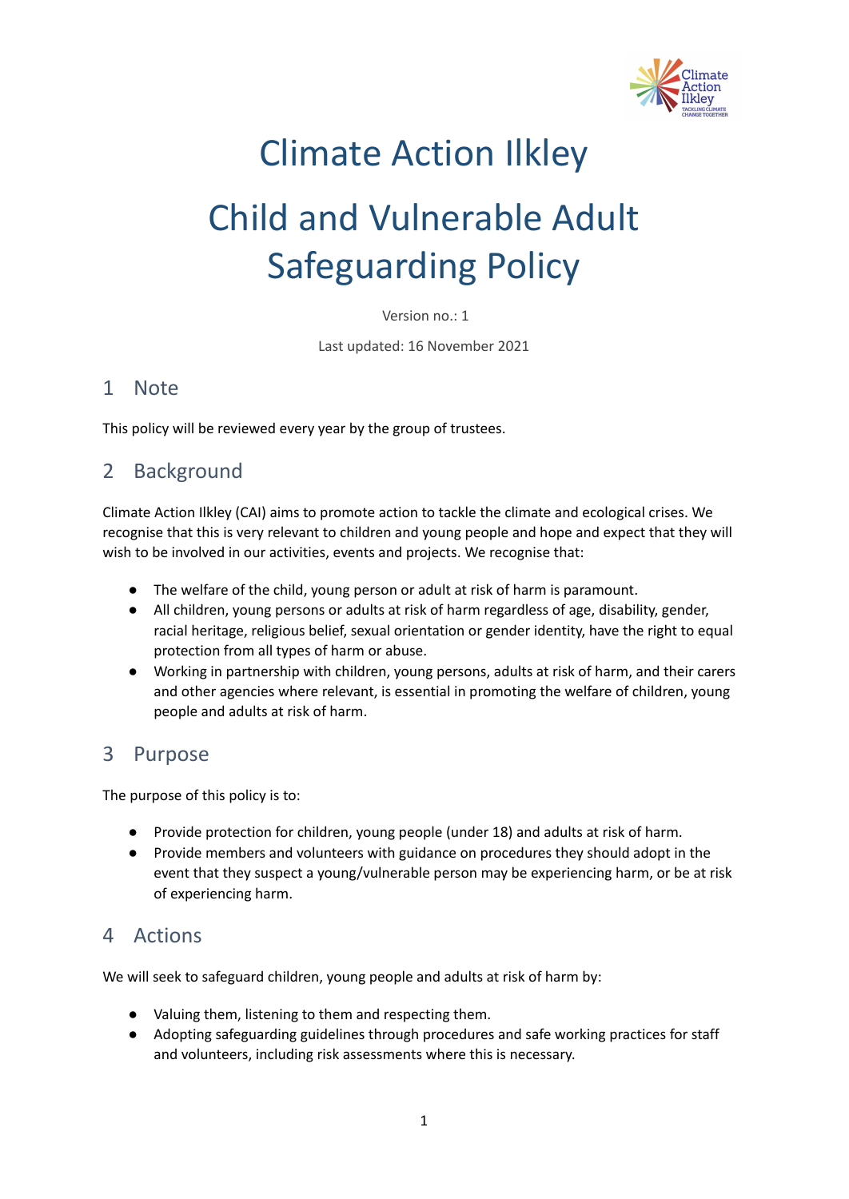# Climate Action Ilkley

# Child and Vulnerable Adult Safeguarding Policy

Version no.: 1

Last updated: 16 November 2021

## 1 Note

This policy will be reviewed every year by the group of trustees.

## 2 Background

Climate Action Ilkley (CAI) aims to promote action to tackle the climate and ecological crises. We recognise that this is very relevant to children and young people and hope and expect that they will wish to be involved in our activities, events and projects. We recognise that:

- The welfare of the child, young person or adult at risk of harm is paramount.
- All children, young persons or adults at risk of harm regardless of age, disability, gender, racial heritage, religious belief, sexual orientation or gender identity, have the right to equal protection from all types of harm or abuse.
- Working in partnership with children, young persons, adults at risk of harm, and their carers and other agencies where relevant, is essential in promoting the welfare of children, young people and adults at risk of harm.

## 3 Purpose

The purpose of this policy is to:

- Provide protection for children, young people (under 18) and adults at risk of harm.
- Provide members and volunteers with guidance on procedures they should adopt in the event that they suspect a young/vulnerable person may be experiencing harm, or be at risk of experiencing harm.

## 4 Actions

We will seek to safeguard children, young people and adults at risk of harm by:

- Valuing them, listening to them and respecting them.
- Adopting safeguarding guidelines through procedures and safe working practices for staff and volunteers, including risk assessments where this is necessary.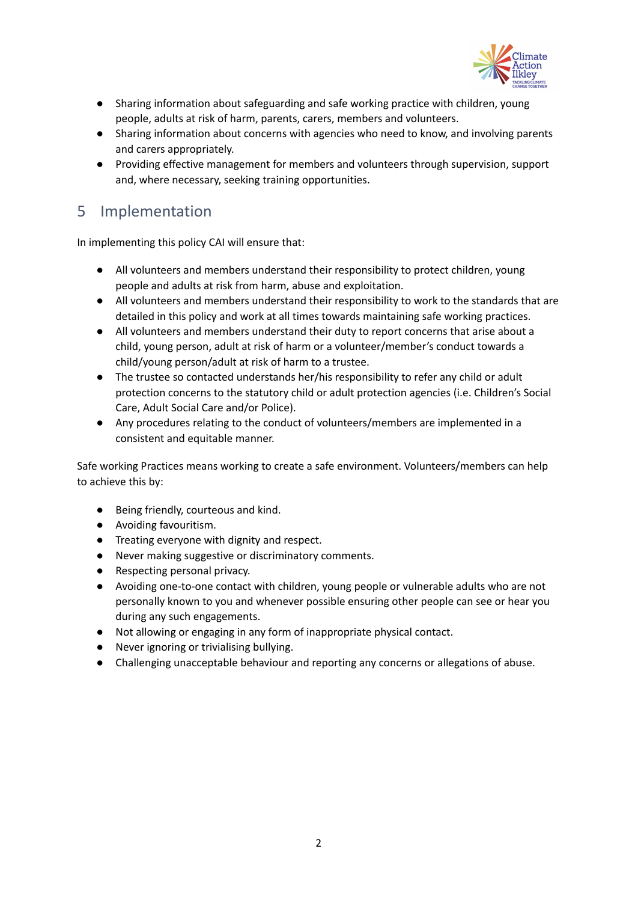- Sharing information about safeguarding and safe working practice with children, young people, adults at risk of harm, parents, carers, members and volunteers.
- Sharing information about concerns with agencies who need to know, and involving parents and carers appropriately.
- Providing effective management for members and volunteers through supervision, support and, where necessary, seeking training opportunities.

## 5 Implementation

In implementing this policy CAI will ensure that:

- All volunteers and members understand their responsibility to protect children, young people and adults at risk from harm, abuse and exploitation.
- All volunteers and members understand their responsibility to work to the standards that are detailed in this policy and work at all times towards maintaining safe working practices.
- All volunteers and members understand their duty to report concerns that arise about a child, young person, adult at risk of harm or a volunteer/member's conduct towards a child/young person/adult at risk of harm to a trustee.
- The trustee so contacted understands her/his responsibility to refer any child or adult protection concerns to the statutory child or adult protection agencies (i.e. Children's Social Care, Adult Social Care and/or Police).
- Any procedures relating to the conduct of volunteers/members are implemented in a consistent and equitable manner.

Safe working Practices means working to create a safe environment. Volunteers/members can help to achieve this by:

- Being friendly, courteous and kind.
- Avoiding favouritism.
- Treating everyone with dignity and respect.
- Never making suggestive or discriminatory comments.
- Respecting personal privacy.
- Avoiding one-to-one contact with children, young people or vulnerable adults who are not personally known to you and whenever possible ensuring other people can see or hear you during any such engagements.
- Not allowing or engaging in any form of inappropriate physical contact.
- Never ignoring or trivialising bullying.
- Challenging unacceptable behaviour and reporting any concerns or allegations of abuse.